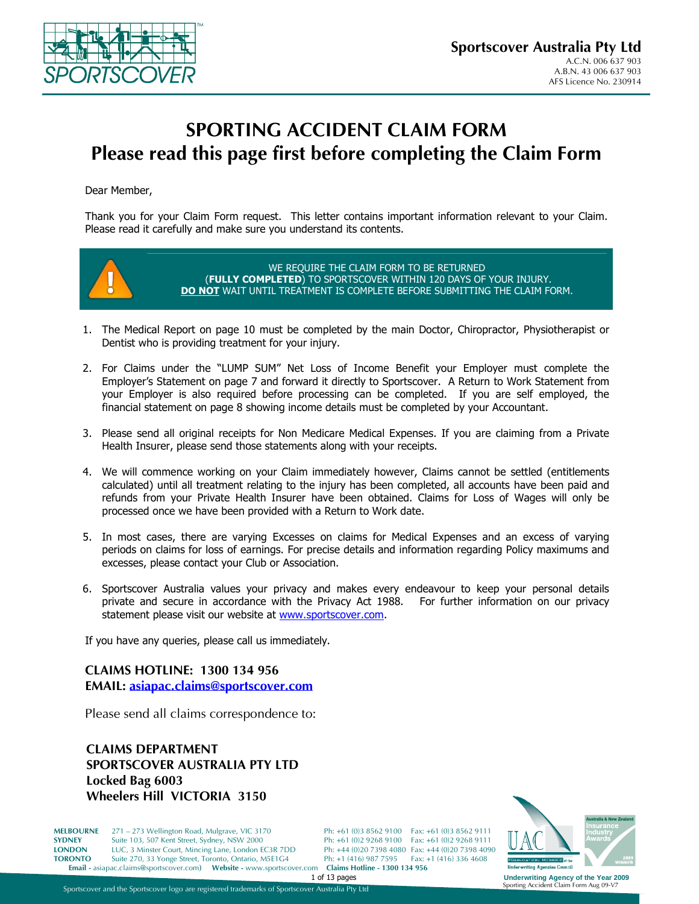**Sportscover Australia Pty Ltd**
A.C.N. 006 637 903
A.B.N. 43 006 637 903
AFS Licence No. 230914

# SPORTING ACCIDENT CLAIM FORM
## Please read this page first before completing the Claim Form

Dear Member,

Thank you for your Claim Form request. This letter contains important information relevant to your Claim. Please read it carefully and make sure you understand its contents.

> WE REQUIRE THE CLAIM FORM TO BE RETURNED (**FULLY COMPLETED**) TO SPORTSCOVER WITHIN 120 DAYS OF YOUR INJURY.
> **DO NOT** WAIT UNTIL TREATMENT IS COMPLETE BEFORE SUBMITTING THE CLAIM FORM.

1. The Medical Report on page 10 must be completed by the main Doctor, Chiropractor, Physiotherapist or Dentist who is providing treatment for your injury.

2. For Claims under the "LUMP SUM" Net Loss of Income Benefit your Employer must complete the Employer's Statement on page 7 and forward it directly to Sportscover. A Return to Work Statement from your Employer is also required before processing can be completed. If you are self employed, the financial statement on page 8 showing income details must be completed by your Accountant.

3. Please send all original receipts for Non Medicare Medical Expenses. If you are claiming from a Private Health Insurer, please send those statements along with your receipts.

4. We will commence working on your Claim immediately however, Claims cannot be settled (entitlements calculated) until all treatment relating to the injury has been completed, all accounts have been paid and refunds from your Private Health Insurer have been obtained. Claims for Loss of Wages will only be processed once we have been provided with a Return to Work date.

5. In most cases, there are varying Excesses on claims for Medical Expenses and an excess of varying periods on claims for loss of earnings. For precise details and information regarding Policy maximums and excesses, please contact your Club or Association.

6. Sportscover Australia values your privacy and makes every endeavour to keep your personal details private and secure in accordance with the Privacy Act 1988. For further information on our privacy statement please visit our website at www.sportscover.com.

If you have any queries, please call us immediately.

**CLAIMS HOTLINE: 1300 134 956**
**EMAIL: asiapac.claims@sportscover.com**

Please send all claims correspondence to:

**CLAIMS DEPARTMENT**
**SPORTSCOVER AUSTRALIA PTY LTD**
**Locked Bag 6003**
**Wheelers Hill VICTORIA 3150**

| | | | |
|---|---|---|---|
| **MELBOURNE** | 271 – 273 Wellington Road, Mulgrave, VIC 3170 | Ph: +61 (0)3 8562 9100 | Fax: +61 (0)3 8562 9111 |
| **SYDNEY** | Suite 103, 507 Kent Street, Sydney, NSW 2000 | Ph: +61 (0)2 9268 9100 | Fax: +61 (0)2 9268 9111 |
| **LONDON** | LUC, 3 Minster Court, Mincing Lane, London EC3R 7DD | Ph: +44 (0)20 7398 4080 | Fax: +44 (0)20 7398 4090 |
| **TORONTO** | Suite 270, 33 Yonge Street, Toronto, Ontario, M5E1G4 | Ph: +1 (416) 987 7595 | Fax: +1 (416) 336 4608 |

**Email -** asiapac.claims@sportscover.com) **Website -** www.sportscover.com **Claims Hotline - 1300 134 956**

Underwriting Agency of the Year 2009

Sportscover and the Sportscover logo are registered trademarks of Sportscover Australia Pty Ltd

Sporting Accident Claim Form Aug 09-V7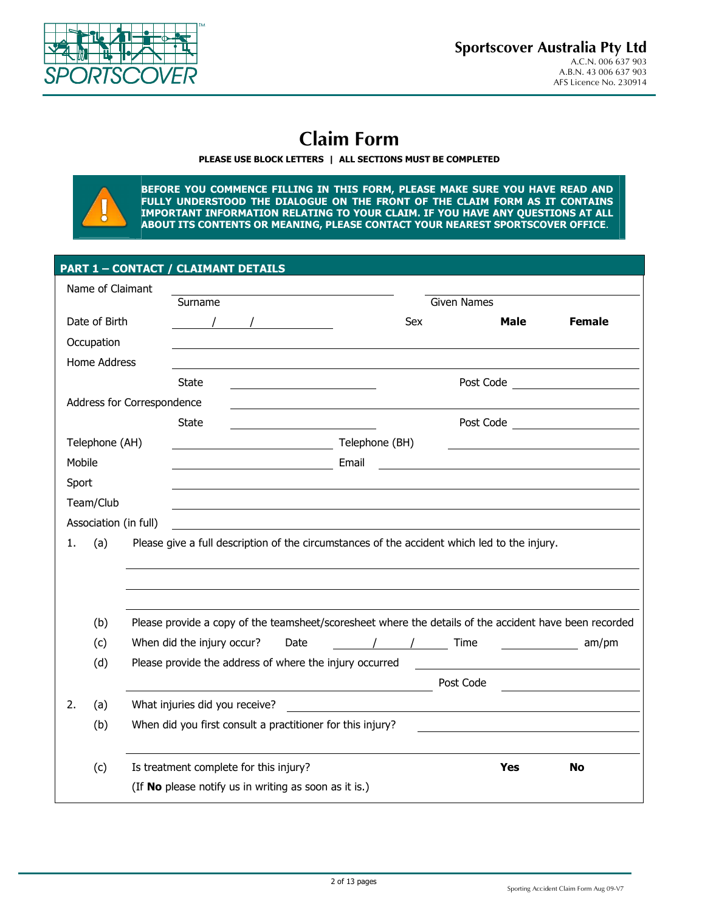**Sportscover Australia Pty Ltd**
A.C.N. 006 637 903
A.B.N. 43 006 637 903
AFS Licence No. 230914

# Claim Form

**PLEASE USE BLOCK LETTERS | ALL SECTIONS MUST BE COMPLETED**

**BEFORE YOU COMMENCE FILLING IN THIS FORM, PLEASE MAKE SURE YOU HAVE READ AND FULLY UNDERSTOOD THE DIALOGUE ON THE FRONT OF THE CLAIM FORM AS IT CONTAINS IMPORTANT INFORMATION RELATING TO YOUR CLAIM. IF YOU HAVE ANY QUESTIONS AT ALL ABOUT ITS CONTENTS OR MEANING, PLEASE CONTACT YOUR NEAREST SPORTSCOVER OFFICE.**

## PART 1 – CONTACT / CLAIMANT DETAILS

Name of Claimant ______________________ ______________________
Surname Given Names

Date of Birth ____ / ____ / ________ Sex **Male** **Female**

Occupation ______________________

Home Address ______________________

State ____________ Post Code ____________

Address for Correspondence ______________________

State ____________ Post Code ____________

Telephone (AH) ____________ Telephone (BH) ____________

Mobile ____________ Email ____________

Sport ______________________

Team/Club ______________________

Association (in full) ______________________

1. (a) Please give a full description of the circumstances of the accident which led to the injury.

______________________

______________________

______________________

(b) Please provide a copy of the teamsheet/scoresheet where the details of the accident have been recorded

(c) When did the injury occur? Date ____ / ____ / ____ Time ________ am/pm

(d) Please provide the address of where the injury occurred ______________________

______________________ Post Code ____________

2. (a) What injuries did you receive? ______________________

(b) When did you first consult a practitioner for this injury? ______________________

______________________

(c) Is treatment complete for this injury? **Yes** **No**

(If **No** please notify us in writing as soon as it is.)

Sporting Accident Claim Form Aug 09-V7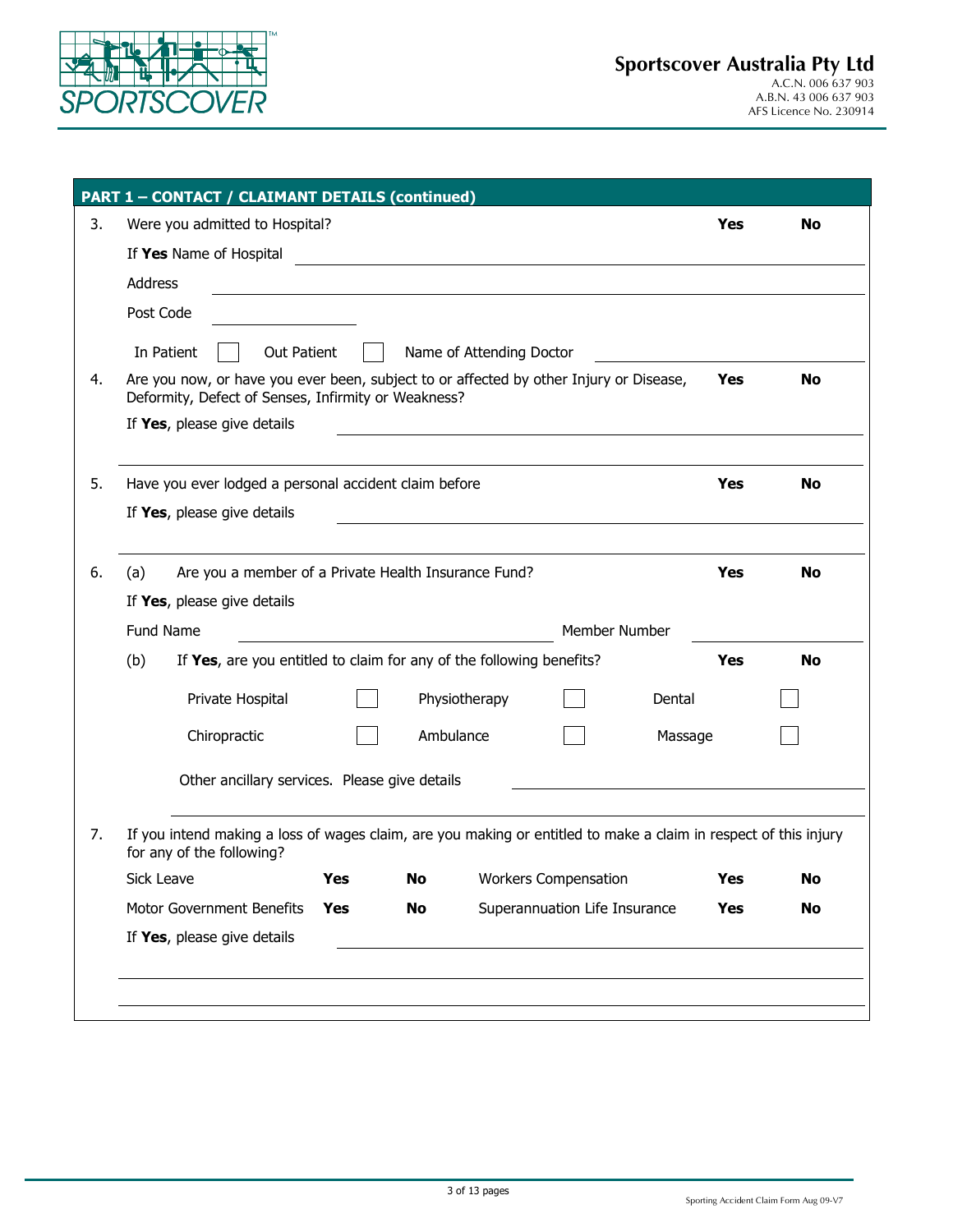**Sportscover Australia Pty Ltd**
A.C.N. 006 637 903
A.B.N. 43 006 637 903
AFS Licence No. 230914

## PART 1 – CONTACT / CLAIMANT DETAILS (continued)

3. Were you admitted to Hospital? **Yes** **No**

   If **Yes** Name of Hospital ______________________

   Address ______________________

   Post Code ______________________

   In Patient ☐ Out Patient ☐ Name of Attending Doctor ______________________

4. Are you now, or have you ever been, subject to or affected by other Injury or Disease, Deformity, Defect of Senses, Infirmity or Weakness? **Yes** **No**

   If **Yes**, please give details ______________________

   ______________________

5. Have you ever lodged a personal accident claim before **Yes** **No**

   If **Yes**, please give details ______________________

   ______________________

6. (a) Are you a member of a Private Health Insurance Fund? **Yes** **No**

   If **Yes**, please give details

   Fund Name ______________________ Member Number ______________________

   (b) If **Yes**, are you entitled to claim for any of the following benefits? **Yes** **No**

   | | | | | | |
   |---|---|---|---|---|---|
   | Private Hospital | ☐ | Physiotherapy | ☐ | Dental | ☐ |
   | Chiropractic | ☐ | Ambulance | ☐ | Massage | ☐ |

   Other ancillary services. Please give details ______________________

   ______________________

7. If you intend making a loss of wages claim, are you making or entitled to make a claim in respect of this injury for any of the following?

   | | | | | | |
   |---|---|---|---|---|---|
   | Sick Leave | **Yes** | **No** | Workers Compensation | **Yes** | **No** |
   | Motor Government Benefits | **Yes** | **No** | Superannuation Life Insurance | **Yes** | **No** |

   If **Yes**, please give details ______________________

   ______________________

   ______________________

Sporting Accident Claim Form Aug 09-V7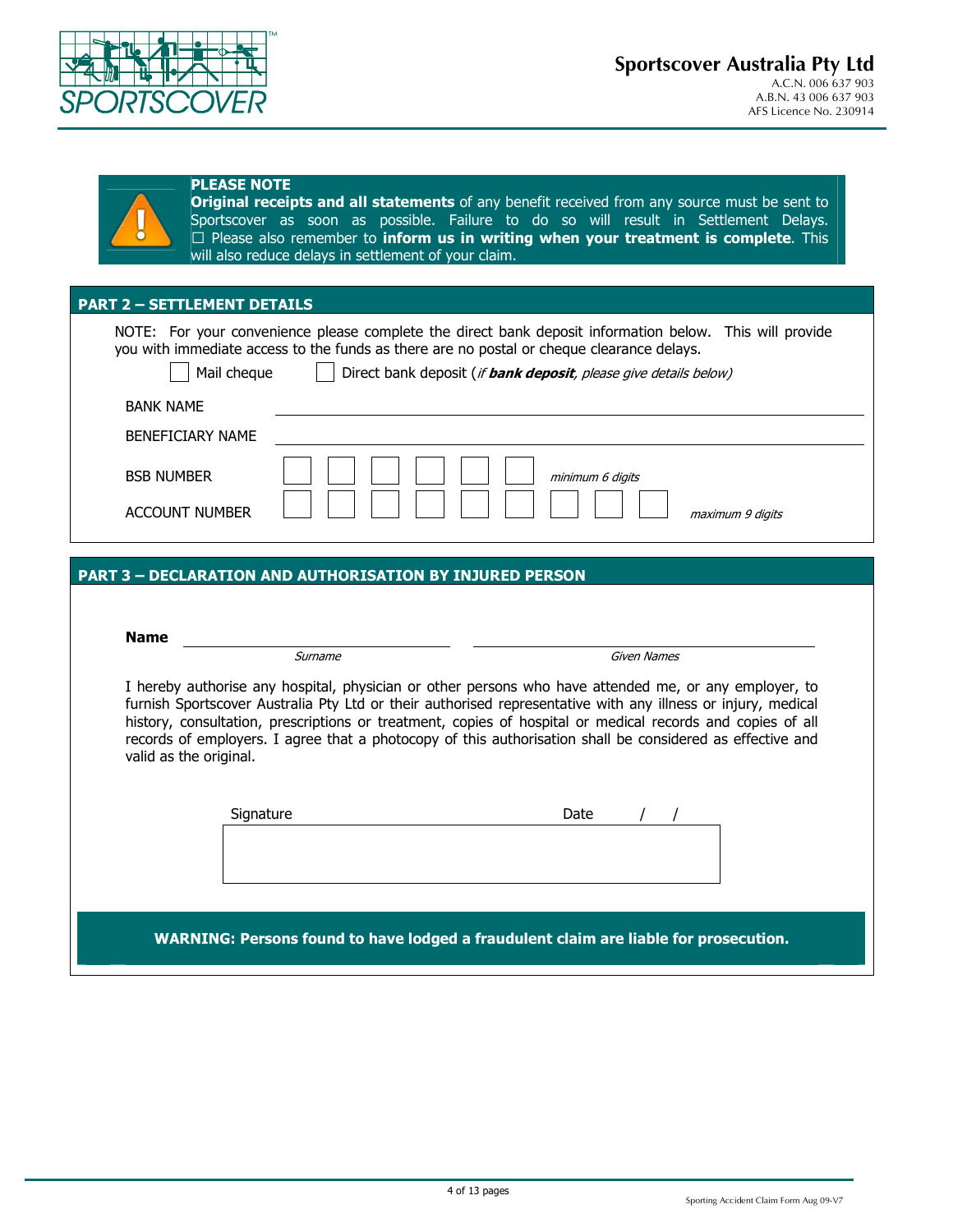**Sportscover Australia Pty Ltd**
A.C.N. 006 637 903
A.B.N. 43 006 637 903
AFS Licence No. 230914

**PLEASE NOTE**
**Original receipts and all statements** of any benefit received from any source must be sent to Sportscover as soon as possible. Failure to do so will result in Settlement Delays. ☐ Please also remember to **inform us in writing when your treatment is complete**. This will also reduce delays in settlement of your claim.

## PART 2 – SETTLEMENT DETAILS

NOTE: For your convenience please complete the direct bank deposit information below. This will provide you with immediate access to the funds as there are no postal or cheque clearance delays.

☐ Mail cheque ☐ Direct bank deposit (*if **bank deposit**, please give details below)*

BANK NAME ______________________________

BENEFICIARY NAME ______________________________

BSB NUMBER ☐☐☐☐☐☐ *minimum 6 digits*

ACCOUNT NUMBER ☐☐☐☐☐☐☐☐☐ *maximum 9 digits*

## PART 3 – DECLARATION AND AUTHORISATION BY INJURED PERSON

**Name** ______________________ ______________________
*Surname* *Given Names*

I hereby authorise any hospital, physician or other persons who have attended me, or any employer, to furnish Sportscover Australia Pty Ltd or their authorised representative with any illness or injury, medical history, consultation, prescriptions or treatment, copies of hospital or medical records and copies of all records of employers. I agree that a photocopy of this authorisation shall be considered as effective and valid as the original.

Signature ______________________ Date / /

**WARNING: Persons found to have lodged a fraudulent claim are liable for prosecution.**

Sporting Accident Claim Form Aug 09-V7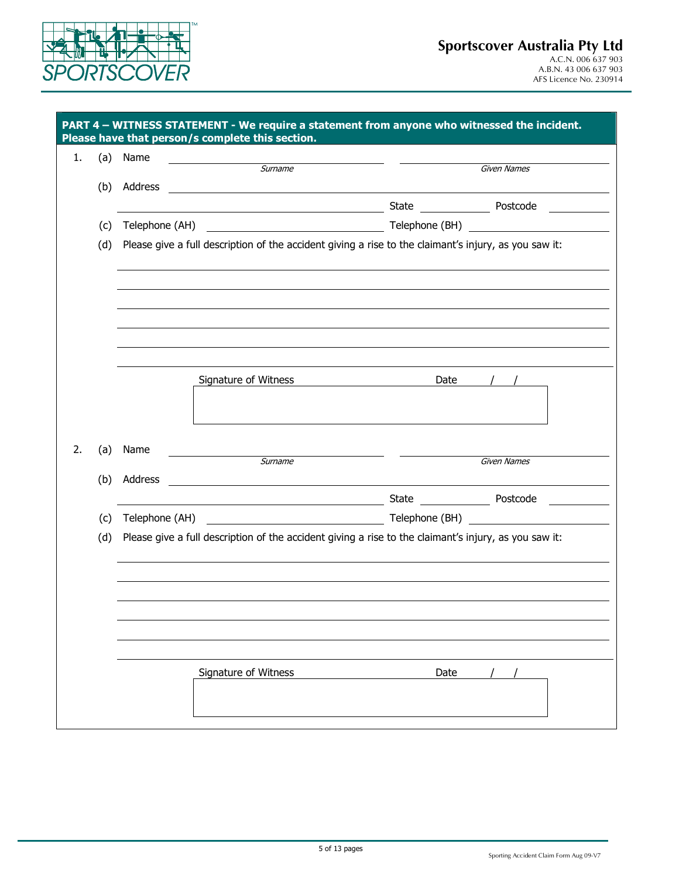**Sportscover Australia Pty Ltd**
A.C.N. 006 637 903
A.B.N. 43 006 637 903
AFS Licence No. 230914

## PART 4 – WITNESS STATEMENT - We require a statement from anyone who witnessed the incident. Please have that person/s complete this section.

1. (a) Name ______________________ ______________________
   *Surname* *Given Names*

   (b) Address ______________________________________________
   ______________________________ State __________ Postcode __________

   (c) Telephone (AH) ______________________ Telephone (BH) ______________________

   (d) Please give a full description of the accident giving a rise to the claimant's injury, as you saw it:

   ______________________________________________
   ______________________________________________
   ______________________________________________
   ______________________________________________
   ______________________________________________
   ______________________________________________

   Signature of Witness ______________________ Date ___ / ___ / ___

2. (a) Name ______________________ ______________________
   *Surname* *Given Names*

   (b) Address ______________________________________________
   ______________________________ State __________ Postcode __________

   (c) Telephone (AH) ______________________ Telephone (BH) ______________________

   (d) Please give a full description of the accident giving a rise to the claimant's injury, as you saw it:

   ______________________________________________
   ______________________________________________
   ______________________________________________
   ______________________________________________
   ______________________________________________
   ______________________________________________

   Signature of Witness ______________________ Date ___ / ___ / ___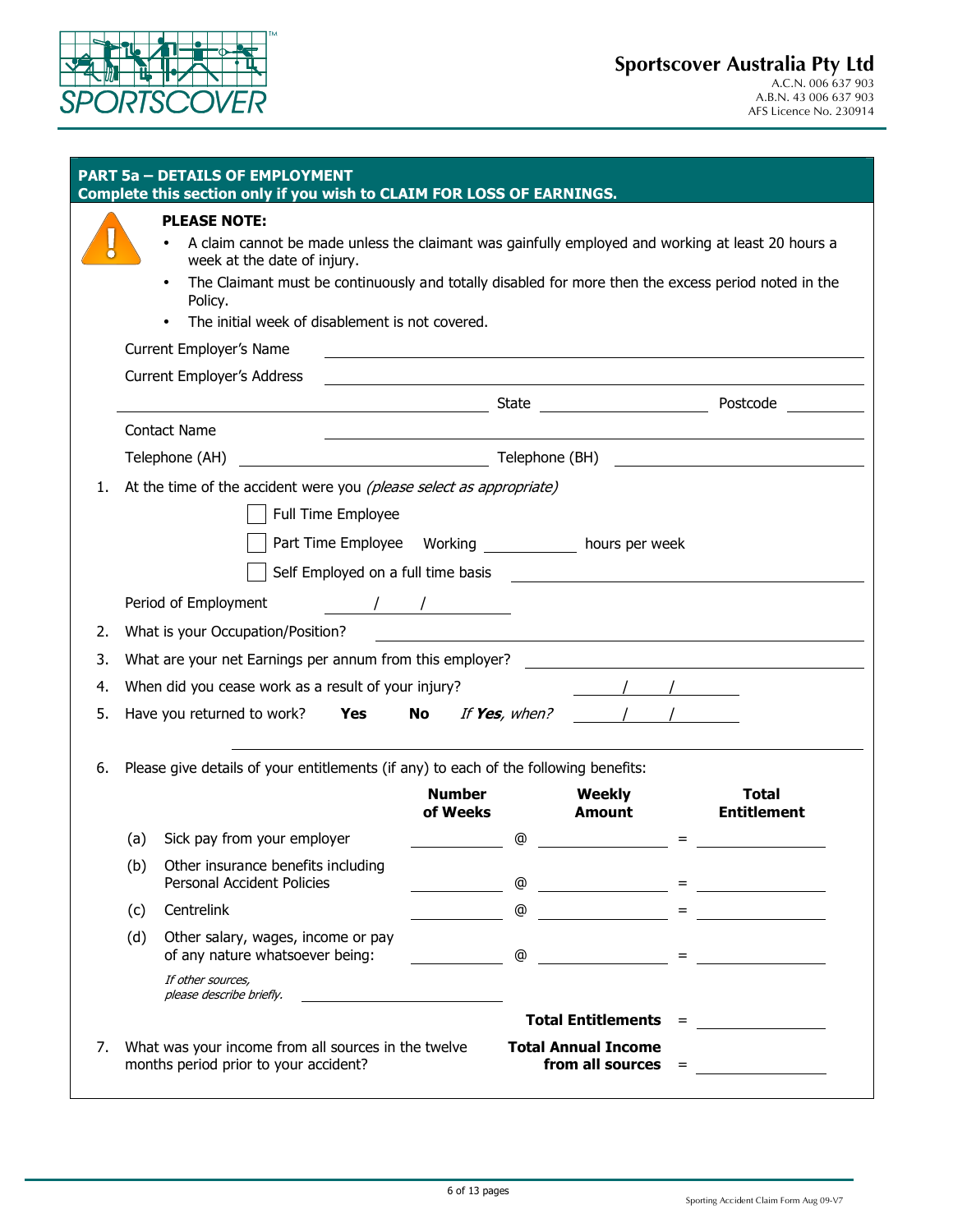Sportscover Australia Pty Ltd
A.C.N. 006 637 903
A.B.N. 43 006 637 903
AFS Licence No. 230914

## PART 5a – DETAILS OF EMPLOYMENT
**Complete this section only if you wish to CLAIM FOR LOSS OF EARNINGS.**

**PLEASE NOTE:**

- A claim cannot be made unless the claimant was gainfully employed and working at least 20 hours a week at the date of injury.
- The Claimant must be continuously and totally disabled for more then the excess period noted in the Policy.
- The initial week of disablement is not covered.

Current Employer's Name \_\_\_\_\_\_\_\_\_\_\_\_\_\_\_\_\_\_\_\_

Current Employer's Address \_\_\_\_\_\_\_\_\_\_\_\_\_\_\_\_\_\_\_\_

\_\_\_\_\_\_\_\_\_\_\_\_\_\_\_\_\_\_\_\_ State \_\_\_\_\_\_\_\_\_\_ Postcode \_\_\_\_\_\_\_\_\_\_

Contact Name \_\_\_\_\_\_\_\_\_\_\_\_\_\_\_\_\_\_\_\_

Telephone (AH) \_\_\_\_\_\_\_\_\_\_\_\_\_\_\_\_\_\_\_\_ Telephone (BH) \_\_\_\_\_\_\_\_\_\_\_\_\_\_\_\_\_\_\_\_

1. At the time of the accident were you *(please select as appropriate)*

   ☐ Full Time Employee

   ☐ Part Time Employee Working \_\_\_\_\_\_\_\_\_\_ hours per week

   ☐ Self Employed on a full time basis \_\_\_\_\_\_\_\_\_\_\_\_\_\_\_\_\_\_\_\_

   Period of Employment \_\_\_\_ / \_\_\_\_ / \_\_\_\_

2. What is your Occupation/Position? \_\_\_\_\_\_\_\_\_\_\_\_\_\_\_\_\_\_\_\_
3. What are your net Earnings per annum from this employer? \_\_\_\_\_\_\_\_\_\_\_\_\_\_\_\_\_\_\_\_
4. When did you cease work as a result of your injury? \_\_\_\_ / \_\_\_\_ / \_\_\_\_
5. Have you returned to work? **Yes** **No** *If **Yes**, when?* \_\_\_\_ / \_\_\_\_ / \_\_\_\_

   \_\_\_\_\_\_\_\_\_\_\_\_\_\_\_\_\_\_\_\_

6. Please give details of your entitlements (if any) to each of the following benefits:

| | | **Number of Weeks** | | **Weekly Amount** | | **Total Entitlement** |
|---|---|---|---|---|---|---|
| (a) | Sick pay from your employer | | @ | | = | |
| (b) | Other insurance benefits including Personal Accident Policies | | @ | | = | |
| (c) | Centrelink | | @ | | = | |
| (d) | Other salary, wages, income or pay of any nature whatsoever being: | | @ | | = | |
| | *If other sources, please describe briefly.* | | | | | |
| | | | | **Total Entitlements** | = | |

7. What was your income from all sources in the twelve months period prior to your accident? **Total Annual Income from all sources** = \_\_\_\_\_\_\_\_\_\_

Sporting Accident Claim Form Aug 09-V7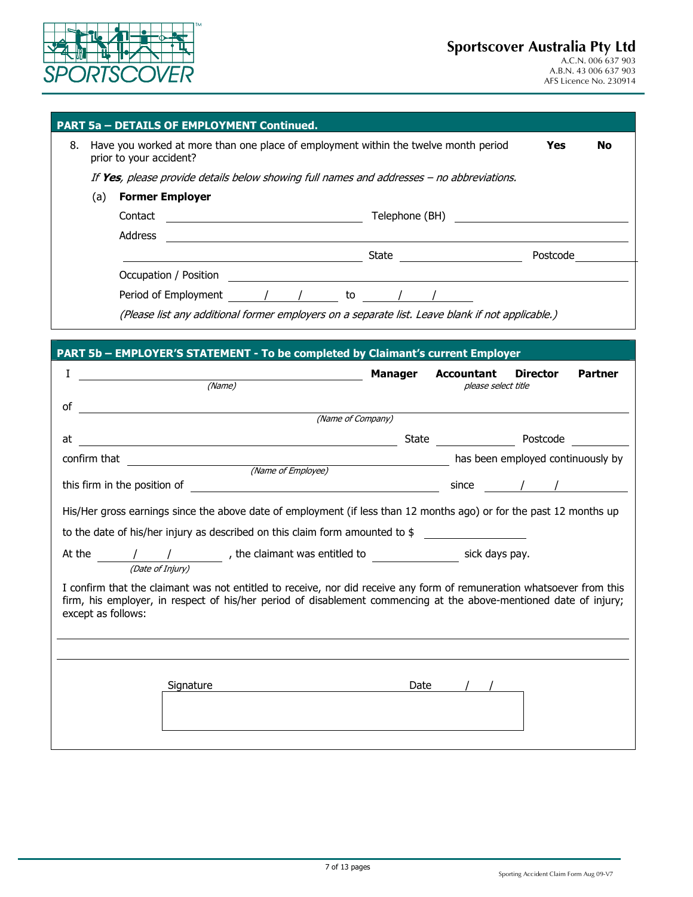**Sportscover Australia Pty Ltd**
A.C.N. 006 637 903
A.B.N. 43 006 637 903
AFS Licence No. 230914

## PART 5a – DETAILS OF EMPLOYMENT Continued.

8. Have you worked at more than one place of employment within the twelve month period prior to your accident? **Yes** **No**

*If **Yes**, please provide details below showing full names and addresses – no abbreviations.*

(a) **Former Employer**

Contact ______________________ Telephone (BH) ______________________

Address ______________________________________________

______________________ State ______________ Postcode __________

Occupation / Position ______________________________________________

Period of Employment ____ / ____ / ____ to ____ / ____ / ____

*(Please list any additional former employers on a separate list. Leave blank if not applicable.)*

## PART 5b – EMPLOYER'S STATEMENT - To be completed by Claimant's current Employer

I ______________________ *(Name)* **Manager** **Accountant** **Director** **Partner** *please select title*

of ______________________________________________ *(Name of Company)*

at ______________________ State ______________ Postcode __________

confirm that ______________________ *(Name of Employee)* has been employed continuously by

this firm in the position of ______________________ since ____ / ____ / ____

His/Her gross earnings since the above date of employment (if less than 12 months ago) or for the past 12 months up to the date of his/her injury as described on this claim form amounted to $ __________

At the ____ / ____ / ____ *(Date of Injury)*, the claimant was entitled to __________ sick days pay.

I confirm that the claimant was not entitled to receive, nor did receive any form of remuneration whatsoever from this firm, his employer, in respect of his/her period of disablement commencing at the above-mentioned date of injury; except as follows:

______________________________________________

______________________________________________

Signature ______________________ Date ____ / ____ / ____

Sporting Accident Claim Form Aug 09-V7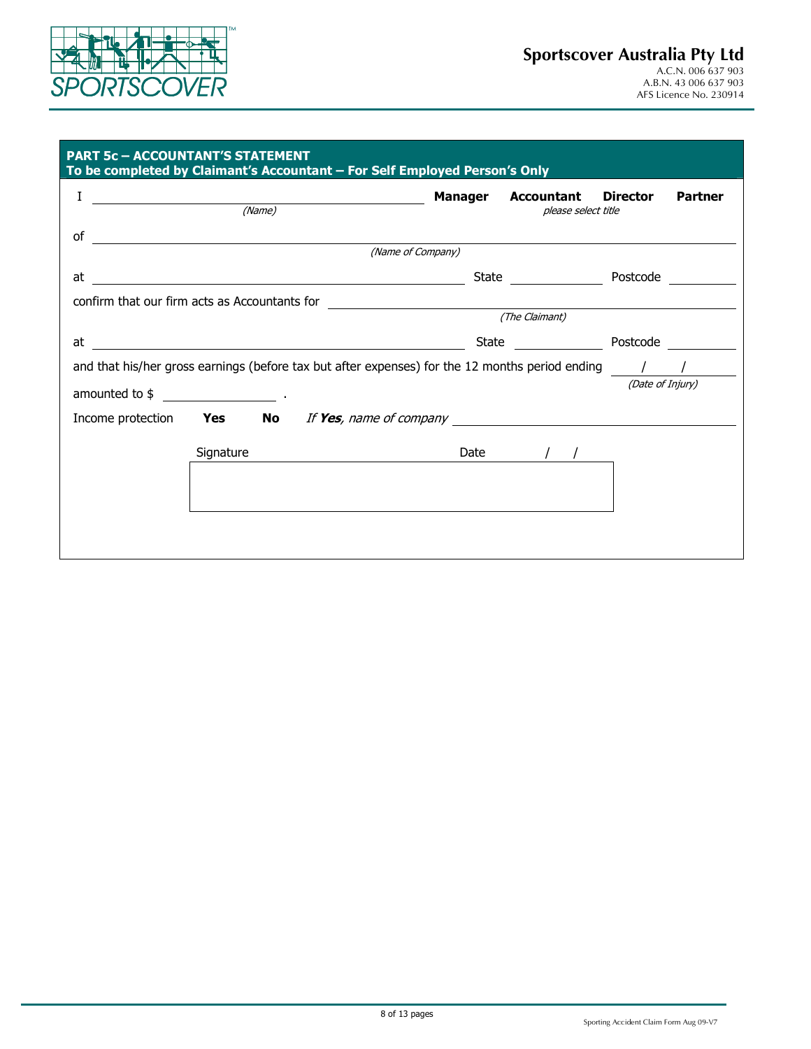**Sportscover Australia Pty Ltd**
A.C.N. 006 637 903
A.B.N. 43 006 637 903
AFS Licence No. 230914

## PART 5c – ACCOUNTANT'S STATEMENT
**To be completed by Claimant's Accountant – For Self Employed Person's Only**

I ______________________________ **Manager** **Accountant** **Director** **Partner**
*(Name)* *please select title*

of ______________________________
*(Name of Company)*

at ______________________________ State __________ Postcode __________

confirm that our firm acts as Accountants for ______________________________
*(The Claimant)*

at ______________________________ State __________ Postcode __________

and that his/her gross earnings (before tax but after expenses) for the 12 months period ending ___ / ___ / ___
*(Date of Injury)*

amounted to $ __________ .

Income protection **Yes** **No** *If **Yes**, name of company* ______________________________

Signature ______________________________ Date ___ / ___ / ___

Sporting Accident Claim Form Aug 09-V7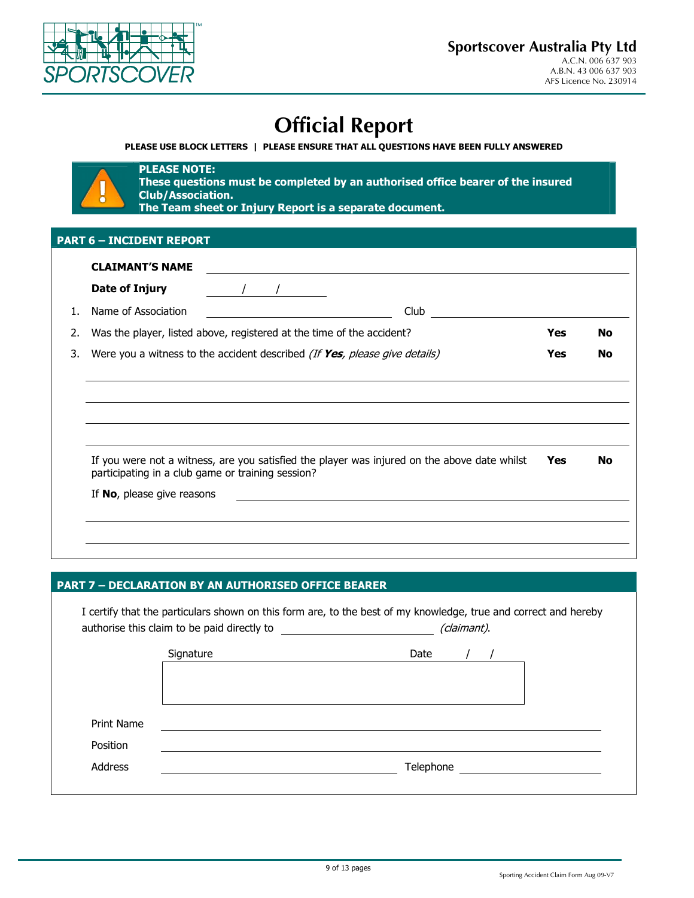**Sportscover Australia Pty Ltd**
A.C.N. 006 637 903
A.B.N. 43 006 637 903
AFS Licence No. 230914

# Official Report

**PLEASE USE BLOCK LETTERS | PLEASE ENSURE THAT ALL QUESTIONS HAVE BEEN FULLY ANSWERED**

> **PLEASE NOTE:**
> **These questions must be completed by an authorised office bearer of the insured Club/Association.**
> **The Team sheet or Injury Report is a separate document.**

## PART 6 – INCIDENT REPORT

**CLAIMANT'S NAME** ______________________________

**Date of Injury** ____ / ____ / ____

1. Name of Association ______________________ Club ______________________
2. Was the player, listed above, registered at the time of the accident? **Yes** **No**
3. Were you a witness to the accident described *(If **Yes**, please give details)* **Yes** **No**

______________________________

______________________________

______________________________

______________________________

If you were not a witness, are you satisfied the player was injured on the above date whilst participating in a club game or training session? **Yes** **No**

If **No**, please give reasons ______________________________

______________________________

______________________________

## PART 7 – DECLARATION BY AN AUTHORISED OFFICE BEARER

I certify that the particulars shown on this form are, to the best of my knowledge, true and correct and hereby authorise this claim to be paid directly to ______________________ *(claimant)*.

Signature ______________________ Date ____ / ____ / ____

Print Name ______________________________

Position ______________________________

Address ______________________ Telephone ______________________

Sporting Accident Claim Form Aug 09-V7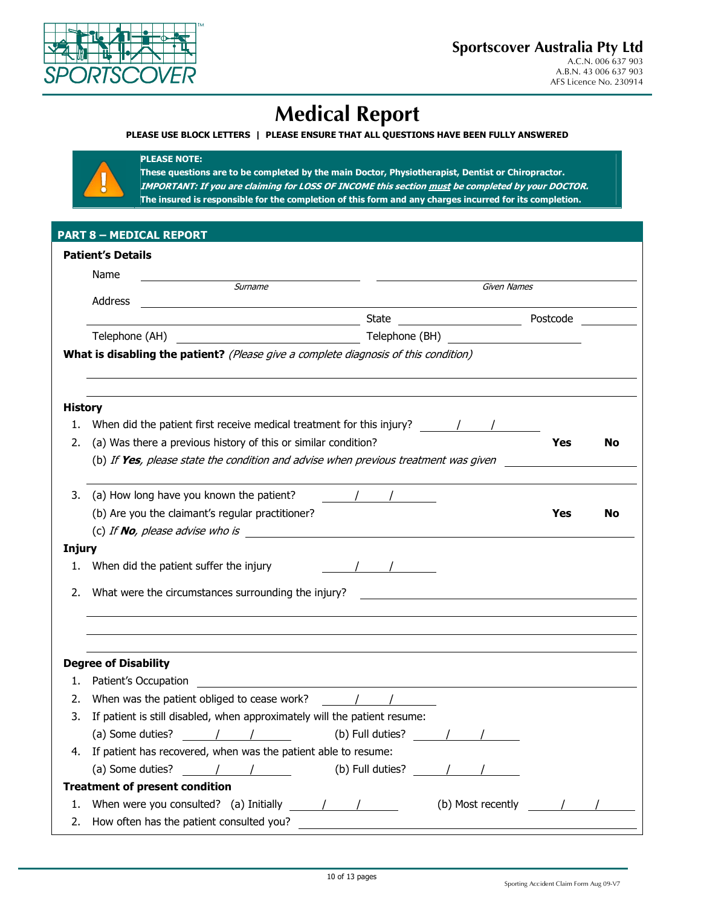**Sportscover Australia Pty Ltd**
A.C.N. 006 637 903
A.B.N. 43 006 637 903
AFS Licence No. 230914

# Medical Report

**PLEASE USE BLOCK LETTERS | PLEASE ENSURE THAT ALL QUESTIONS HAVE BEEN FULLY ANSWERED**

**PLEASE NOTE:**
**These questions are to be completed by the main Doctor, Physiotherapist, Dentist or Chiropractor.**
***IMPORTANT: If you are claiming for LOSS OF INCOME this section must be completed by your DOCTOR.***
**The insured is responsible for the completion of this form and any charges incurred for its completion.**

## PART 8 – MEDICAL REPORT

### Patient's Details

Name ____________________ (*Surname*) ____________________ (*Given Names*)

Address ________________________________________

________________________ State ____________ Postcode ________

Telephone (AH) ____________________ Telephone (BH) ____________________

**What is disabling the patient?** *(Please give a complete diagnosis of this condition)*

________________________________________

________________________________________

### History

1. When did the patient first receive medical treatment for this injury? ____ / ____ / ____
2. (a) Was there a previous history of this or similar condition? **Yes** **No**
   (b) *If **Yes**, please state the condition and advise when previous treatment was given* ____________________
   ________________________________________
3. (a) How long have you known the patient? ____ / ____ / ____
   (b) Are you the claimant's regular practitioner? **Yes** **No**
   (c) *If **No**, please advise who is* ____________________

### Injury

1. When did the patient suffer the injury ____ / ____ / ____
2. What were the circumstances surrounding the injury? ____________________
   ________________________________________
   ________________________________________
   ________________________________________

### Degree of Disability

1. Patient's Occupation ____________________
2. When was the patient obliged to cease work? ____ / ____ / ____
3. If patient is still disabled, when approximately will the patient resume:
   (a) Some duties? ____ / ____ / ____ (b) Full duties? ____ / ____ / ____
4. If patient has recovered, when was the patient able to resume:
   (a) Some duties? ____ / ____ / ____ (b) Full duties? ____ / ____ / ____

### Treatment of present condition

1. When were you consulted? (a) Initially ____ / ____ / ____ (b) Most recently ____ / ____ / ____
2. How often has the patient consulted you? ____________________

Sporting Accident Claim Form Aug 09-V7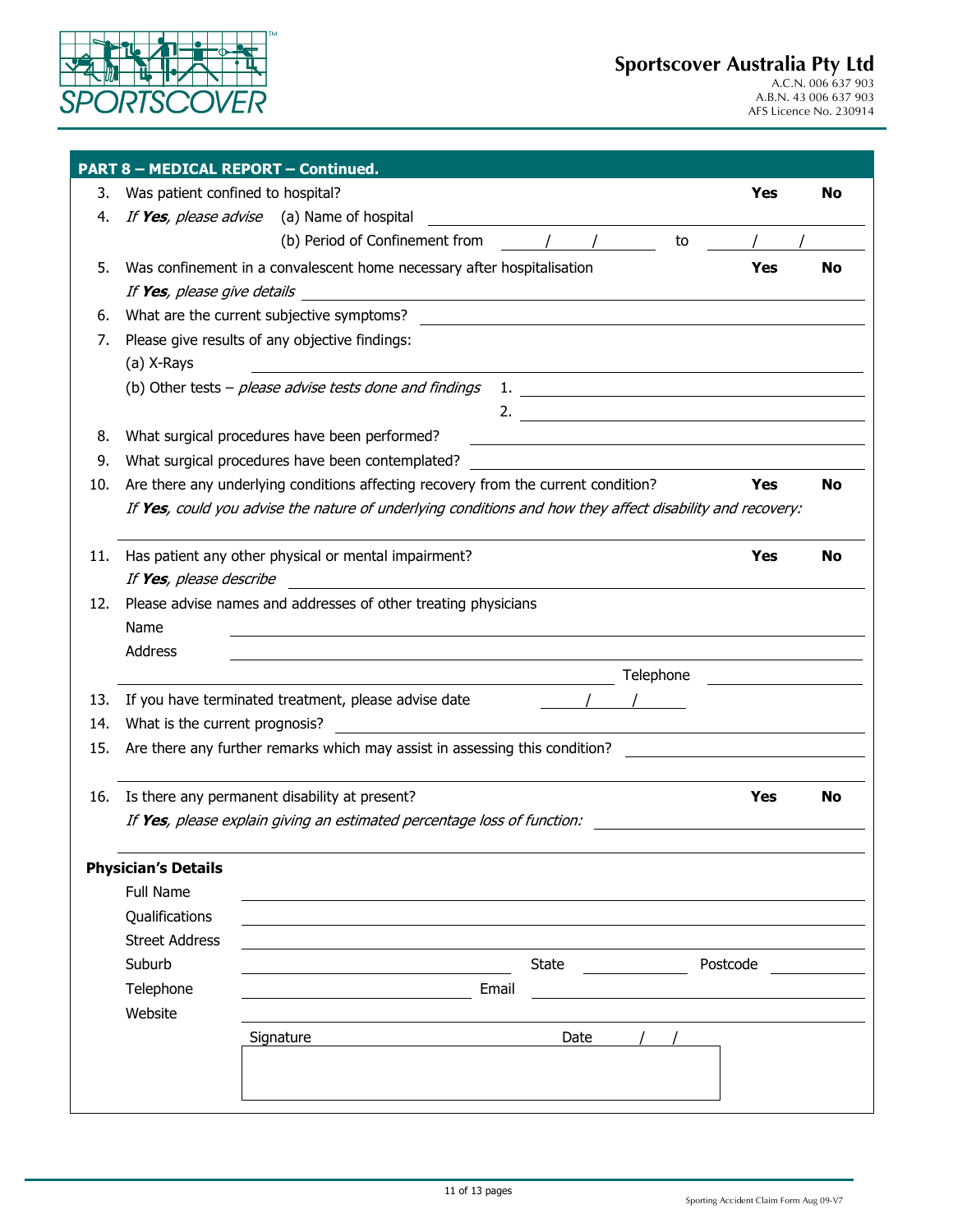**Sportscover Australia Pty Ltd**
A.C.N. 006 637 903
A.B.N. 43 006 637 903
AFS Licence No. 230914

## PART 8 – MEDICAL REPORT – Continued.

3. Was patient confined to hospital? **Yes** **No**
4. *If **Yes**, please advise* (a) Name of hospital ______________________
   (b) Period of Confinement from ___/___/___ to ___/___/___
5. Was confinement in a convalescent home necessary after hospitalisation **Yes** **No**
   *If **Yes**, please give details* ______________________
6. What are the current subjective symptoms? ______________________
7. Please give results of any objective findings:
   (a) X-Rays ______________________
   (b) Other tests – *please advise tests done and findings* 1. ______________________
   2. ______________________
8. What surgical procedures have been performed? ______________________
9. What surgical procedures have been contemplated? ______________________
10. Are there any underlying conditions affecting recovery from the current condition? **Yes** **No**
    *If **Yes**, could you advise the nature of underlying conditions and how they affect disability and recovery:*
    ______________________
11. Has patient any other physical or mental impairment? **Yes** **No**
    *If **Yes**, please describe* ______________________
12. Please advise names and addresses of other treating physicians
    Name ______________________
    Address ______________________
    ______________________ Telephone ______________________
13. If you have terminated treatment, please advise date ___/___/___
14. What is the current prognosis? ______________________
15. Are there any further remarks which may assist in assessing this condition? ______________________
    ______________________
16. Is there any permanent disability at present? **Yes** **No**
    *If **Yes**, please explain giving an estimated percentage loss of function:* ______________________
    ______________________

**Physician's Details**

Full Name ______________________

Qualifications ______________________

Street Address ______________________

Suburb ______________________ State ______________________ Postcode ______________________

Telephone ______________________ Email ______________________

Website ______________________

Signature ______________________ Date ___/___/___

Sporting Accident Claim Form Aug 09-V7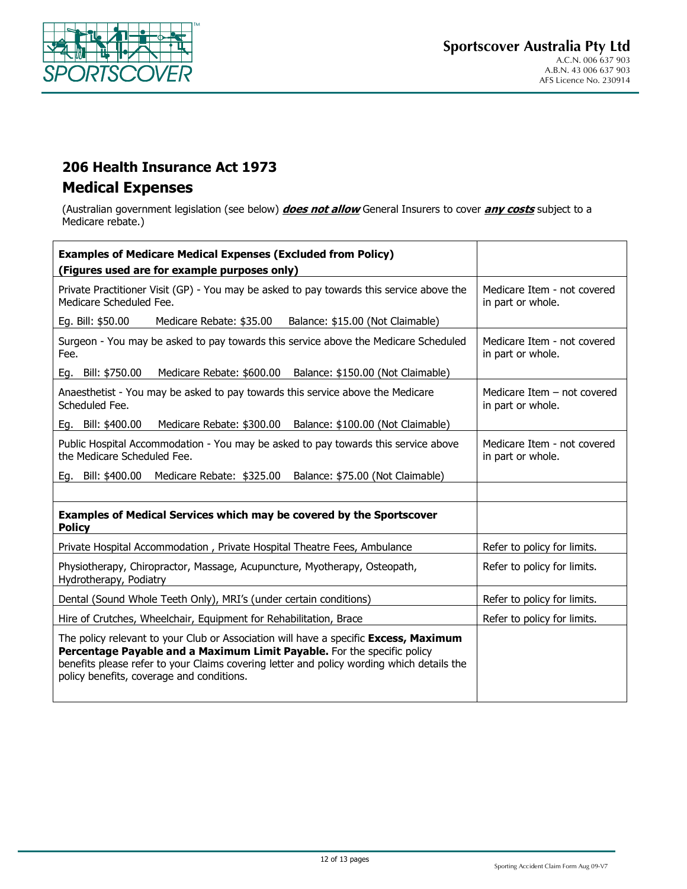Sportscover Australia Pty Ltd
A.C.N. 006 637 903
A.B.N. 43 006 637 903
AFS Licence No. 230914

## 206 Health Insurance Act 1973

## Medical Expenses

(Australian government legislation (see below) ***does not allow*** General Insurers to cover ***any costs*** subject to a Medicare rebate.)

| **Examples of Medicare Medical Expenses (Excluded from Policy)** **(Figures used are for example purposes only)** | |
|---|---|
| Private Practitioner Visit (GP) - You may be asked to pay towards this service above the Medicare Scheduled Fee. Eg. Bill: $50.00 Medicare Rebate: $35.00 Balance: $15.00 (Not Claimable) | Medicare Item - not covered in part or whole. |
| Surgeon - You may be asked to pay towards this service above the Medicare Scheduled Fee. Eg. Bill: $750.00 Medicare Rebate: $600.00 Balance: $150.00 (Not Claimable) | Medicare Item - not covered in part or whole. |
| Anaesthetist - You may be asked to pay towards this service above the Medicare Scheduled Fee. Eg. Bill: $400.00 Medicare Rebate: $300.00 Balance: $100.00 (Not Claimable) | Medicare Item – not covered in part or whole. |
| Public Hospital Accommodation - You may be asked to pay towards this service above the Medicare Scheduled Fee. Eg. Bill: $400.00 Medicare Rebate: $325.00 Balance: $75.00 (Not Claimable) | Medicare Item - not covered in part or whole. |
| | |
| **Examples of Medical Services which may be covered by the Sportscover Policy** | |
| Private Hospital Accommodation , Private Hospital Theatre Fees, Ambulance | Refer to policy for limits. |
| Physiotherapy, Chiropractor, Massage, Acupuncture, Myotherapy, Osteopath, Hydrotherapy, Podiatry | Refer to policy for limits. |
| Dental (Sound Whole Teeth Only), MRI's (under certain conditions) | Refer to policy for limits. |
| Hire of Crutches, Wheelchair, Equipment for Rehabilitation, Brace | Refer to policy for limits. |
| The policy relevant to your Club or Association will have a specific **Excess, Maximum Percentage Payable and a Maximum Limit Payable.** For the specific policy benefits please refer to your Claims covering letter and policy wording which details the policy benefits, coverage and conditions. | |

Sporting Accident Claim Form Aug 09-V7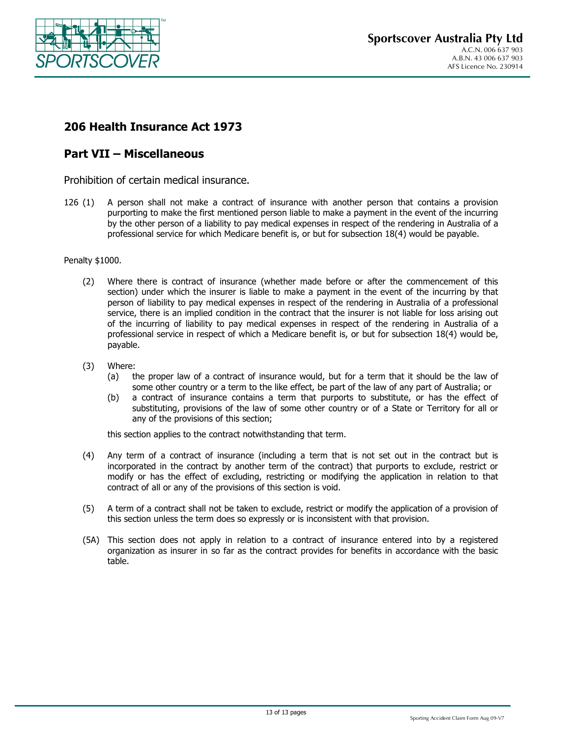## 206 Health Insurance Act 1973

## Part VII – Miscellaneous

Prohibition of certain medical insurance.

126 (1) A person shall not make a contract of insurance with another person that contains a provision purporting to make the first mentioned person liable to make a payment in the event of the incurring by the other person of a liability to pay medical expenses in respect of the rendering in Australia of a professional service for which Medicare benefit is, or but for subsection 18(4) would be payable.

Penalty $1000.

(2) Where there is contract of insurance (whether made before or after the commencement of this section) under which the insurer is liable to make a payment in the event of the incurring by that person of liability to pay medical expenses in respect of the rendering in Australia of a professional service, there is an implied condition in the contract that the insurer is not liable for loss arising out of the incurring of liability to pay medical expenses in respect of the rendering in Australia of a professional service in respect of which a Medicare benefit is, or but for subsection 18(4) would be, payable.

(3) Where:
   - (a) the proper law of a contract of insurance would, but for a term that it should be the law of some other country or a term to the like effect, be part of the law of any part of Australia; or
   - (b) a contract of insurance contains a term that purports to substitute, or has the effect of substituting, provisions of the law of some other country or of a State or Territory for all or any of the provisions of this section;

   this section applies to the contract notwithstanding that term.

(4) Any term of a contract of insurance (including a term that is not set out in the contract but is incorporated in the contract by another term of the contract) that purports to exclude, restrict or modify or has the effect of excluding, restricting or modifying the application in relation to that contract of all or any of the provisions of this section is void.

(5) A term of a contract shall not be taken to exclude, restrict or modify the application of a provision of this section unless the term does so expressly or is inconsistent with that provision.

(5A) This section does not apply in relation to a contract of insurance entered into by a registered organization as insurer in so far as the contract provides for benefits in accordance with the basic table.